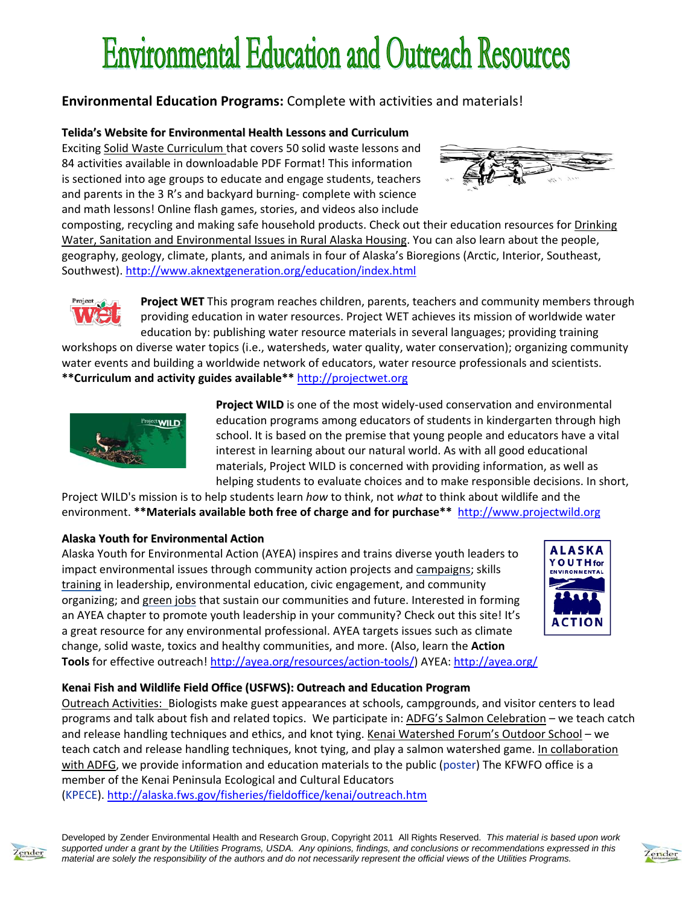# Environmental Education and Outreach Resources

## **Environmental Education Programs:** Complete with activities and materials!

### Telida's Website for Environmental Health Lessons and Curriculum

Exciting Solid Waste Curriculum that covers 50 solid waste lessons and 84 activities available in downloadable PDF Format! This information is sectioned into age groups to educate and engage students, teachers and parents in the 3 R's and backyard burning- complete with science and math lessons! Online flash games, stories, and videos also include composting, recycling and making safe household products. Check out their education resources for Drinking Water, Sanitation and Environmental Issues in Rural Alaska Housing. You can also learn about the people, geography, geology, climate, plants, and animals in four of Alaska's Bioregions (Arctic, Interior, Southeast, Southwest). http://www.aknextgeneration.org/education/index.html

**Project WET** This program reaches children, parents, teachers and community members through providing education in water resources. Project WET achieves its mission of worldwide water education by: publishing water resource materials in several languages; providing training workshops on diverse water topics (i.e., watersheds, water quality, water conservation); organizing community water events and building a worldwide network of educators, water resource professionals and scientists. **Curriculum and activity guides available** http://projectwet.org

**Project WILD** is one of the most widely-used conservation and environmental education programs among educators of students in kindergarten through high school. It is based on the premise that young people and educators have a vital interest in learning about our natural world. As with all good educational materials, Project WILD is concerned with providing information, as well as helping students to evaluate choices and to make responsible decisions. In short, Project WILD's mission is to help students learn *how* to think, not *what* to think about wildlife and the environment. **Materials available both free of charge and for purchase** http://www.projectwild.org

### Alaska Youth for Environmental Action

Alaska Youth for Environmental Action (AYEA) inspires and trains diverse youth leaders to impact environmental issues through community action projects and campaigns; skills training in leadership, environmental education, civic engagement, and community organizing; and green jobs that sustain our communities and future. Interested in forming an AYEA chapter to promote youth leadership in your community? Check out this site! It's a great resource for any environmental professional. AYEA targets issues such as climate change, solid waste, toxics and healthy communities, and more. (Also, learn the **Action Tools** for effective outreach! http://ayea.org/resources/action-tools/) AYEA: http://ayea.org/

### Kenai Fish and Wildlife Field Office (USFWS): Outreach and Education Program

Outreach Activities: Biologists make guest appearances at schools, campgrounds, and visitor centers to lead programs and talk about fish and related topics. We participate in: ADFG's Salmon Celebration – we teach catch and release handling techniques and ethics, and knot tying. Kenai Watershed Forum's Outdoor School – we teach catch and release handling techniques, knot tying, and play a salmon watershed game. In collaboration with ADFG, we provide information and education materials to the public (poster) The KFWFO office is a member of the Kenai Peninsula Ecological and Cultural Educators (KPECE). http://alaska.fws.gov/fisheries/fieldoffice/kenai/outreach.htm

Developed by Zender Environmental Health and Research Group, Copyright 2011 All Rights Reserved. *This material is based upon work supported under a grant by the Utilities Programs, USDA. Any opinions, findings, and conclusions or recommendations expressed in this material are solely the responsibility of the authors and do not necessarily represent the official views of the Utilities Programs.*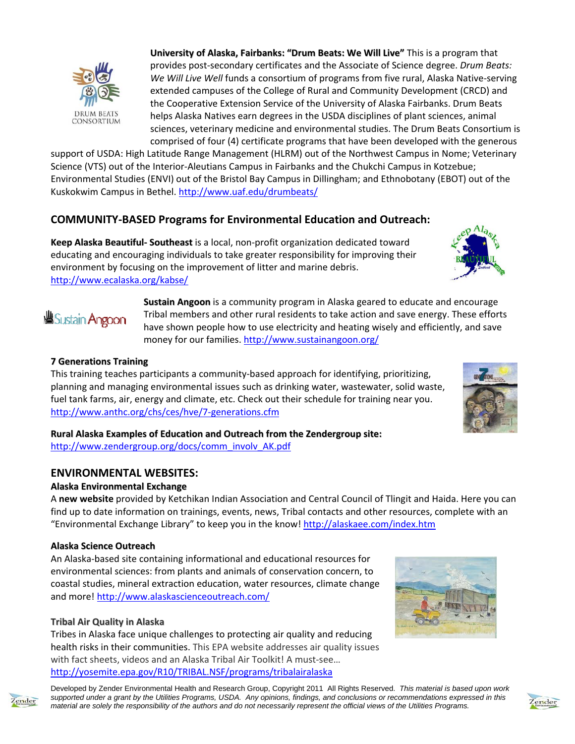**University of Alaska, Fairbanks: "Drum Beats: We Will Live"** This is a program that provides post-secondary certificates and the Associate of Science degree. *Drum Beats: We Will Live Well* funds a consortium of programs from five rural, Alaska Native-serving extended campuses of the College of Rural and Community Development (CRCD) and the Cooperative Extension Service of the University of Alaska Fairbanks. Drum Beats helps Alaska Natives earn degrees in the USDA disciplines of plant sciences, animal sciences, veterinary medicine and environmental studies. The Drum Beats Consortium is comprised of four (4) certificate programs that have been developed with the generous support of USDA: High Latitude Range Management (HLRM) out of the Northwest Campus in Nome; Veterinary Science (VTS) out of the Interior-Aleutians Campus in Fairbanks and the Chukchi Campus in Kotzebue; Environmental Studies (ENVI) out of the Bristol Bay Campus in Dillingham; and Ethnobotany (EBOT) out of the Kuskokwim Campus in Bethel. http://www.uaf.edu/drumbeats/

## COMMUNITY-BASED Programs for Environmental Education and Outreach:

**Keep Alaska Beautiful- Southeast** is a local, non-profit organization dedicated toward educating and encouraging individuals to take greater responsibility for improving their environment by focusing on the improvement of litter and marine debris. http://www.ecalaska.org/kabse/

**Sustain Angoon** is a community program in Alaska geared to educate and encourage Tribal members and other rural residents to take action and save energy. These efforts have shown people how to use electricity and heating wisely and efficiently, and save money for our families. http://www.sustainangoon.org/

**7 Generations Training**
This training teaches participants a community-based approach for identifying, prioritizing, planning and managing environmental issues such as drinking water, wastewater, solid waste, fuel tank farms, air, energy and climate, etc. Check out their schedule for training near you. http://www.anthc.org/chs/ces/hve/7-generations.cfm

**Rural Alaska Examples of Education and Outreach from the Zendergroup site:**
http://www.zendergroup.org/docs/comm_involv_AK.pdf

## ENVIRONMENTAL WEBSITES:

**Alaska Environmental Exchange**
A **new website** provided by Ketchikan Indian Association and Central Council of Tlingit and Haida. Here you can find up to date information on trainings, events, news, Tribal contacts and other resources, complete with an "Environmental Exchange Library" to keep you in the know! http://alaskaee.com/index.htm

**Alaska Science Outreach**
An Alaska-based site containing informational and educational resources for environmental sciences: from plants and animals of conservation concern, to coastal studies, mineral extraction education, water resources, climate change and more! http://www.alaskascienceoutreach.com/

**Tribal Air Quality in Alaska**
Tribes in Alaska face unique challenges to protecting air quality and reducing health risks in their communities. This EPA website addresses air quality issues with fact sheets, videos and an Alaska Tribal Air Toolkit! A must-see… http://yosemite.epa.gov/R10/TRIBAL.NSF/programs/tribalairalaska

Developed by Zender Environmental Health and Research Group, Copyright 2011 All Rights Reserved. *This material is based upon work supported under a grant by the Utilities Programs, USDA. Any opinions, findings, and conclusions or recommendations expressed in this material are solely the responsibility of the authors and do not necessarily represent the official views of the Utilities Programs.*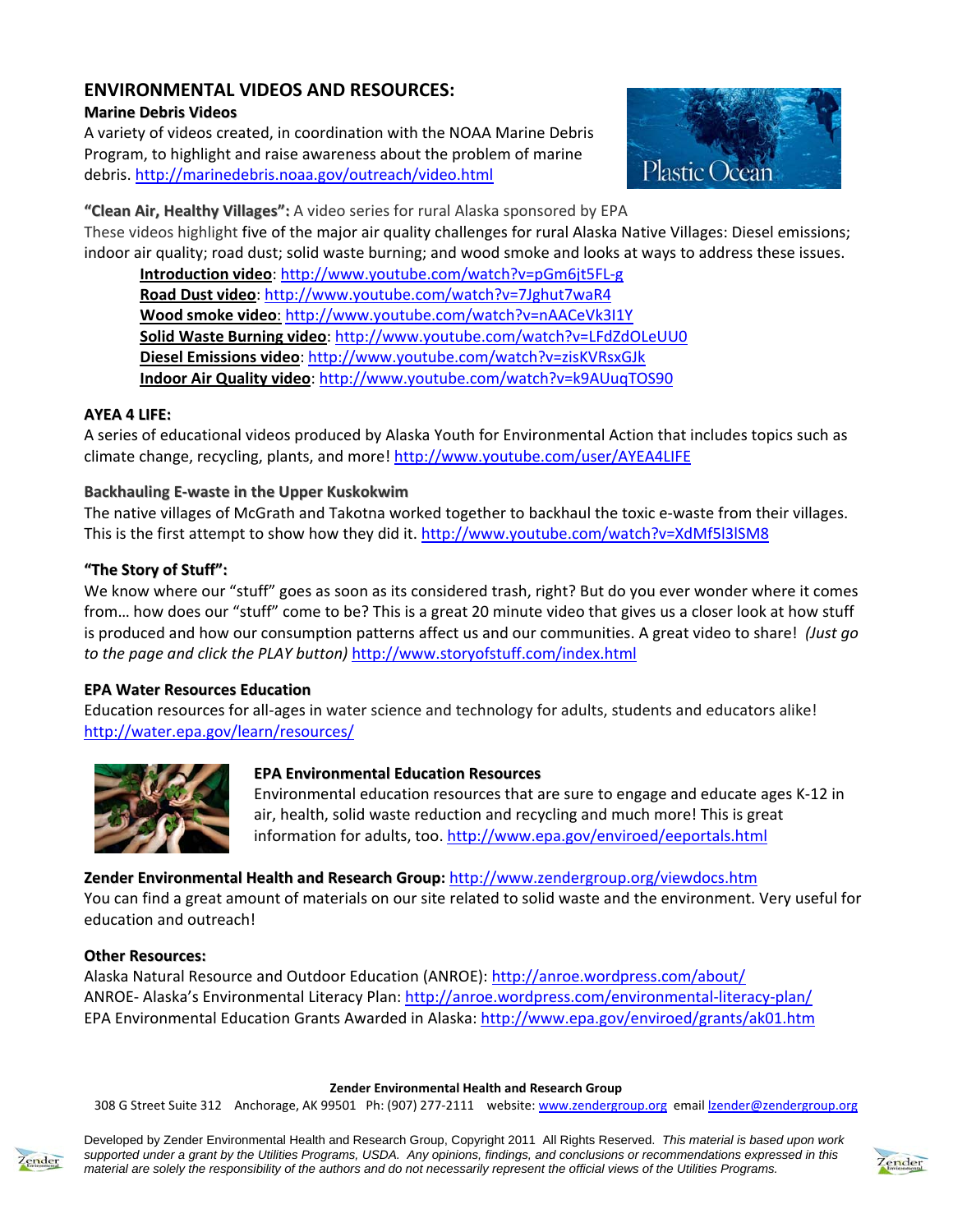## ENVIRONMENTAL VIDEOS AND RESOURCES:

**Marine Debris Videos**
A variety of videos created, in coordination with the NOAA Marine Debris Program, to highlight and raise awareness about the problem of marine debris. http://marinedebris.noaa.gov/outreach/video.html

**"Clean Air, Healthy Villages":** A video series for rural Alaska sponsored by EPA
These videos highlight five of the major air quality challenges for rural Alaska Native Villages: Diesel emissions; indoor air quality; road dust; solid waste burning; and wood smoke and looks at ways to address these issues.

- **Introduction video**: http://www.youtube.com/watch?v=pGm6jt5FL-g
- **Road Dust video**: http://www.youtube.com/watch?v=7Jghut7waR4
- **Wood smoke video**: http://www.youtube.com/watch?v=nAACeVk3I1Y
- **Solid Waste Burning video**: http://www.youtube.com/watch?v=LFdZdOLeUU0
- **Diesel Emissions video**: http://www.youtube.com/watch?v=zisKVRsxGJk
- **Indoor Air Quality video**: http://www.youtube.com/watch?v=k9AUuqTOS90

**AYEA 4 LIFE:**
A series of educational videos produced by Alaska Youth for Environmental Action that includes topics such as climate change, recycling, plants, and more! http://www.youtube.com/user/AYEA4LIFE

**Backhauling E-waste in the Upper Kuskokwim**
The native villages of McGrath and Takotna worked together to backhaul the toxic e-waste from their villages. This is the first attempt to show how they did it. http://www.youtube.com/watch?v=XdMf5l3lSM8

**"The Story of Stuff":**
We know where our "stuff" goes as soon as its considered trash, right? But do you ever wonder where it comes from… how does our "stuff" come to be? This is a great 20 minute video that gives us a closer look at how stuff is produced and how our consumption patterns affect us and our communities. A great video to share! *(Just go to the page and click the PLAY button)* http://www.storyofstuff.com/index.html

**EPA Water Resources Education**
Education resources for all-ages in water science and technology for adults, students and educators alike! http://water.epa.gov/learn/resources/

**EPA Environmental Education Resources**
Environmental education resources that are sure to engage and educate ages K-12 in air, health, solid waste reduction and recycling and much more! This is great information for adults, too. http://www.epa.gov/enviroed/eeportals.html

**Zender Environmental Health and Research Group:** http://www.zendergroup.org/viewdocs.htm
You can find a great amount of materials on our site related to solid waste and the environment. Very useful for education and outreach!

**Other Resources:**
Alaska Natural Resource and Outdoor Education (ANROE): http://anroe.wordpress.com/about/
ANROE- Alaska's Environmental Literacy Plan: http://anroe.wordpress.com/environmental-literacy-plan/
EPA Environmental Education Grants Awarded in Alaska: http://www.epa.gov/enviroed/grants/ak01.htm

**Zender Environmental Health and Research Group**
308 G Street Suite 312 Anchorage, AK 99501 Ph: (907) 277-2111 website: www.zendergroup.org email lzender@zendergroup.org

Developed by Zender Environmental Health and Research Group, Copyright 2011 All Rights Reserved. *This material is based upon work supported under a grant by the Utilities Programs, USDA. Any opinions, findings, and conclusions or recommendations expressed in this material are solely the responsibility of the authors and do not necessarily represent the official views of the Utilities Programs.*